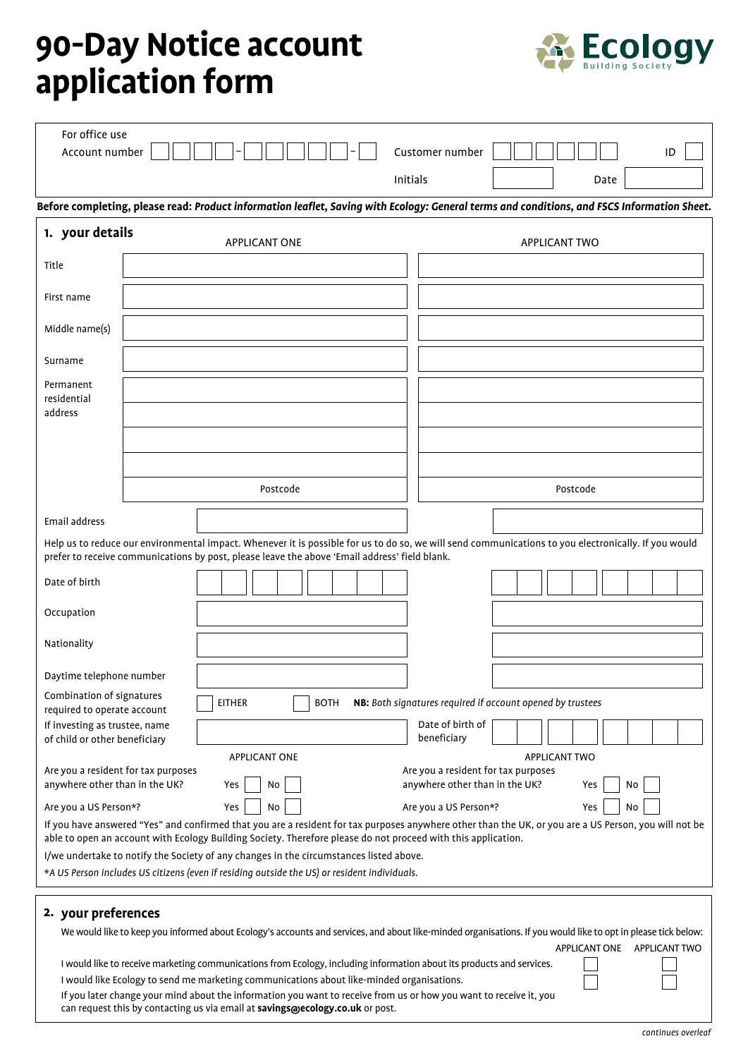# 90-Day Notice account application form

Ecology Building Society

| For office use | | | |
|---|---|---|---|
| Account number | | Customer number | ID |
| | | Initials | Date |

**Before completing, please read:** ***Product information leaflet, Saving with Ecology: General terms and conditions, and FSCS Information Sheet.***

## 1. your details

| | APPLICANT ONE | APPLICANT TWO |
|---|---|---|
| Title | | |
| First name | | |
| Middle name(s) | | |
| Surname | | |
| Permanent residential address | | |
| | Postcode | Postcode |
| Email address | | |

Help us to reduce our environmental impact. Whenever it is possible for us to do so, we will send communications to you electronically. If you would prefer to receive communications by post, please leave the above 'Email address' field blank.

| | APPLICANT ONE | APPLICANT TWO |
|---|---|---|
| Date of birth | | |
| Occupation | | |
| Nationality | | |
| Daytime telephone number | | |

Combination of signatures required to operate account: ☐ EITHER ☐ BOTH **NB:** *Both signatures required if account opened by trustees*

If investing as trustee, name of child or other beneficiary: ______ Date of birth of beneficiary: ______

| | APPLICANT ONE | APPLICANT TWO |
|---|---|---|
| Are you a resident for tax purposes anywhere other than in the UK? | Yes ☐ No ☐ | Yes ☐ No ☐ |
| Are you a US Person*? | Yes ☐ No ☐ | Yes ☐ No ☐ |

If you have answered "Yes" and confirmed that you are a resident for tax purposes anywhere other than the UK, or you are a US Person, you will not be able to open an account with Ecology Building Society. Therefore please do not proceed with this application.

I/we undertake to notify the Society of any changes in the circumstances listed above.

*\*A US Person includes US citizens (even if residing outside the US) or resident individuals.*

## 2. your preferences

We would like to keep you informed about Ecology's accounts and services, and about like-minded organisations. If you would like to opt in please tick below:

| | APPLICANT ONE | APPLICANT TWO |
|---|---|---|
| I would like to receive marketing communications from Ecology, including information about its products and services. | ☐ | ☐ |
| I would like Ecology to send me marketing communications about like-minded organisations. | ☐ | ☐ |

If you later change your mind about the information you want to receive from us or how you want to receive it, you can request this by contacting us via email at **savings@ecology.co.uk** or post.

*continues overleaf*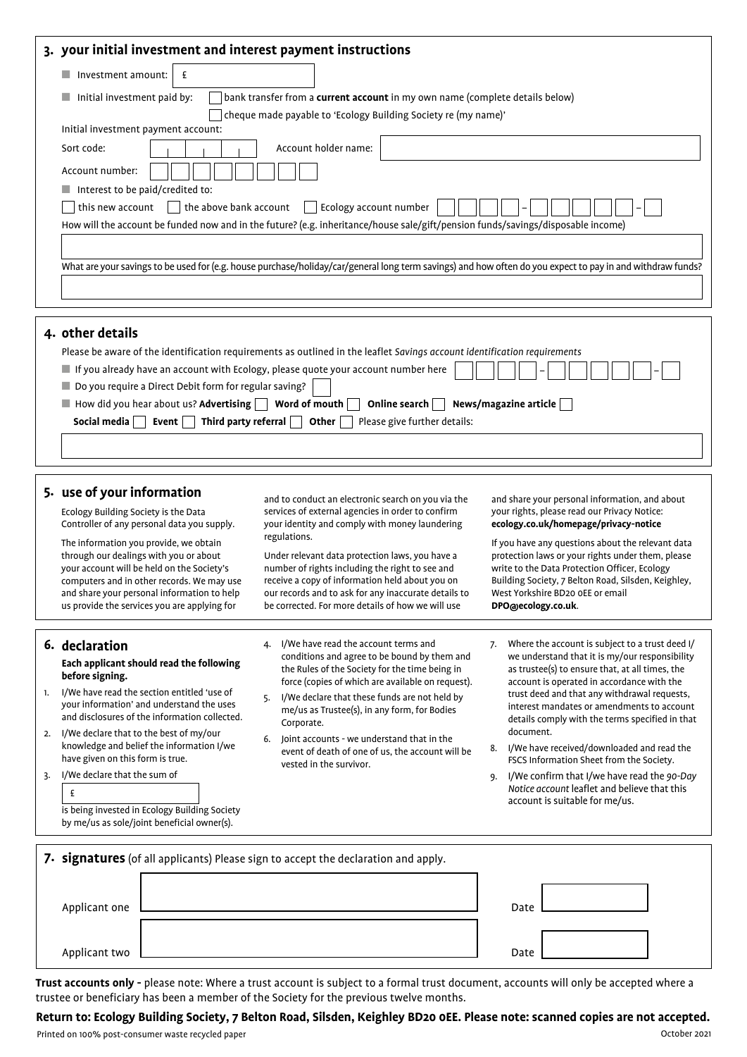## 3. your initial investment and interest payment instructions

- Investment amount: £
- Initial investment paid by: ☐ bank transfer from a **current account** in my own name (complete details below) ☐ cheque made payable to 'Ecology Building Society re (my name)'

Initial investment payment account:

Sort code: Account holder name:

Account number:

- Interest to be paid/credited to:

☐ this new account ☐ the above bank account ☐ Ecology account number – –

How will the account be funded now and in the future? (e.g. inheritance/house sale/gift/pension funds/savings/disposable income)

What are your savings to be used for (e.g. house purchase/holiday/car/general long term savings) and how often do you expect to pay in and withdraw funds?

## 4. other details

Please be aware of the identification requirements as outlined in the leaflet *Savings account identification requirements*

- If you already have an account with Ecology, please quote your account number here – –
- Do you require a Direct Debit form for regular saving?
- How did you hear about us? **Advertising** ☐ **Word of mouth** ☐ **Online search** ☐ **News/magazine article** ☐ **Social media** ☐ **Event** ☐ **Third party referral** ☐ **Other** ☐ Please give further details:

## 5. use of your information

Ecology Building Society is the Data Controller of any personal data you supply.

The information you provide, we obtain through our dealings with you or about your account will be held on the Society's computers and in other records. We may use and share your personal information to help us provide the services you are applying for and to conduct an electronic search on you via the services of external agencies in order to confirm your identity and comply with money laundering regulations.

Under relevant data protection laws, you have a number of rights including the right to see and receive a copy of information held about you on our records and to ask for any inaccurate details to be corrected. For more details of how we will use and share your personal information, and about your rights, please read our Privacy Notice: **ecology.co.uk/homepage/privacy-notice**

If you have any questions about the relevant data protection laws or your rights under them, please write to the Data Protection Officer, Ecology Building Society, 7 Belton Road, Silsden, Keighley, West Yorkshire BD20 0EE or email **DPO@ecology.co.uk**.

## 6. declaration

**Each applicant should read the following before signing.**

1. I/We have read the section entitled 'use of your information' and understand the uses and disclosures of the information collected.
2. I/We declare that to the best of my/our knowledge and belief the information I/we have given on this form is true.
3. I/We declare that the sum of £ is being invested in Ecology Building Society by me/us as sole/joint beneficial owner(s).
4. I/We have read the account terms and conditions and agree to be bound by them and the Rules of the Society for the time being in force (copies of which are available on request).
5. I/We declare that these funds are not held by me/us as Trustee(s), in any form, for Bodies Corporate.
6. Joint accounts - we understand that in the event of death of one of us, the account will be vested in the survivor.
7. Where the account is subject to a trust deed I/we understand that it is my/our responsibility as trustee(s) to ensure that, at all times, the account is operated in accordance with the trust deed and that any withdrawal requests, interest mandates or amendments to account details comply with the terms specified in that document.
8. I/We have received/downloaded and read the FSCS Information Sheet from the Society.
9. I/We confirm that I/we have read the *90-Day Notice account* leaflet and believe that this account is suitable for me/us.

## 7. signatures (of all applicants) Please sign to accept the declaration and apply.

Applicant one Date

Applicant two Date

**Trust accounts only -** please note: Where a trust account is subject to a formal trust document, accounts will only be accepted where a trustee or beneficiary has been a member of the Society for the previous twelve months.

**Return to: Ecology Building Society, 7 Belton Road, Silsden, Keighley BD20 0EE. Please note: scanned copies are not accepted.**

Printed on 100% post-consumer waste recycled paper

October 2021